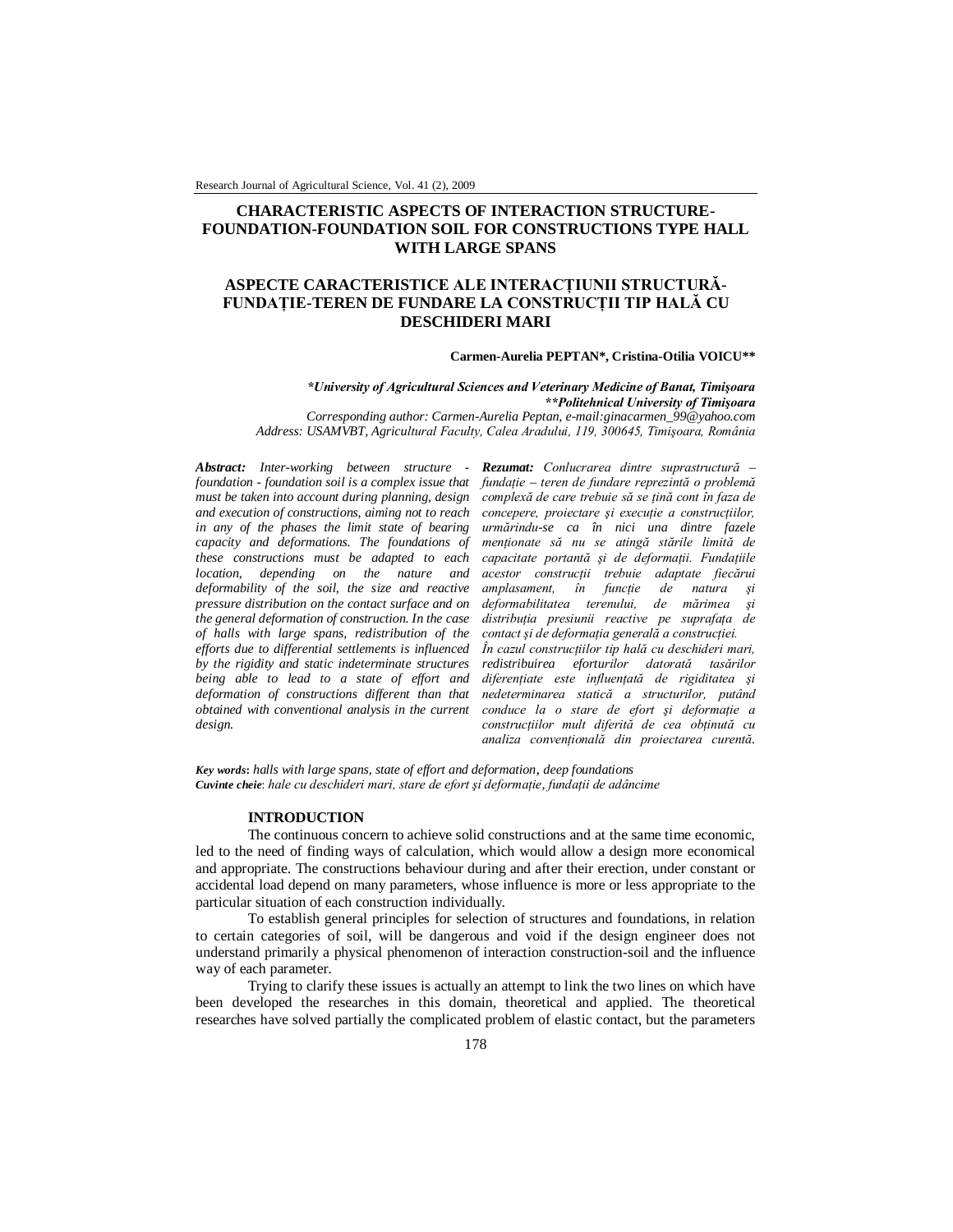# CHARACTERISTIC ASPECTS OF INTERACTION STRUCTURE-FOUNDATION-FOUNDATION SOIL FOR CONSTRUCTIONS TYPE HALL WITH LARGE SPANS

# ASPECTE CARACTERISTICE ALE INTERACȚIUNII STRUCTURĂ-FUNDAȚIE-TEREN DE FUNDARE LA CONSTRUCȚII TIP HALĂ CU DESCHIDERI MARI

**Carmen-Aurelia PEPTAN\*, Cristina-Otilia VOICU\*\***

***University of Agricultural Sciences and Veterinary Medicine of Banat, Timişoara***
*****Politehnical University of Timişoara***
*Corresponding author: Carmen-Aurelia Peptan, e-mail:ginacarmen_99@yahoo.com*
*Address: USAMVBT, Agricultural Faculty, Calea Aradului, 119, 300645, Timişoara, România*

***Abstract:*** *Inter-working between structure - foundation - foundation soil is a complex issue that must be taken into account during planning, design and execution of constructions, aiming not to reach in any of the phases the limit state of bearing capacity and deformations. The foundations of these constructions must be adapted to each location, depending on the nature and deformability of the soil, the size and reactive pressure distribution on the contact surface and on the general deformation of construction. In the case of halls with large spans, redistribution of the efforts due to differential settlements is influenced by the rigidity and static indeterminate structures being able to lead to a state of effort and deformation of constructions different than that obtained with conventional analysis in the current design.*

***Rezumat:*** *Conlucrarea dintre suprastructură – fundație – teren de fundare reprezintă o problemă complexă de care trebuie să se țină cont în faza de concepere, proiectare şi execuție a construcțiilor, urmărindu-se ca în nici una dintre fazele menționate să nu se atingă stările limită de capacitate portantă şi de deformații. Fundațiile acestor construcții trebuie adaptate fiecărui amplasament, în funcție de natura şi deformabilitatea terenului, de mărimea şi distribuția presiunii reactive pe suprafața de contact şi de deformația generală a construcției. În cazul construcțiilor tip hală cu deschideri mari, redistribuirea eforturilor datorată tasărilor diferențiate este influențată de rigiditatea şi nedeterminarea statică a structurilor, putând conduce la o stare de efort şi deformație a construcțiilor mult diferită de cea obținută cu analiza convențională din proiectarea curentă.*

***Key words*****:** *halls with large spans, state of effort and deformation, deep foundations*
***Cuvinte cheie***: *hale cu deschideri mari, stare de efort şi deformație, fundații de adâncime*

## INTRODUCTION

The continuous concern to achieve solid constructions and at the same time economic, led to the need of finding ways of calculation, which would allow a design more economical and appropriate. The constructions behaviour during and after their erection, under constant or accidental load depend on many parameters, whose influence is more or less appropriate to the particular situation of each construction individually.

To establish general principles for selection of structures and foundations, in relation to certain categories of soil, will be dangerous and void if the design engineer does not understand primarily a physical phenomenon of interaction construction-soil and the influence way of each parameter.

Trying to clarify these issues is actually an attempt to link the two lines on which have been developed the researches in this domain, theoretical and applied. The theoretical researches have solved partially the complicated problem of elastic contact, but the parameters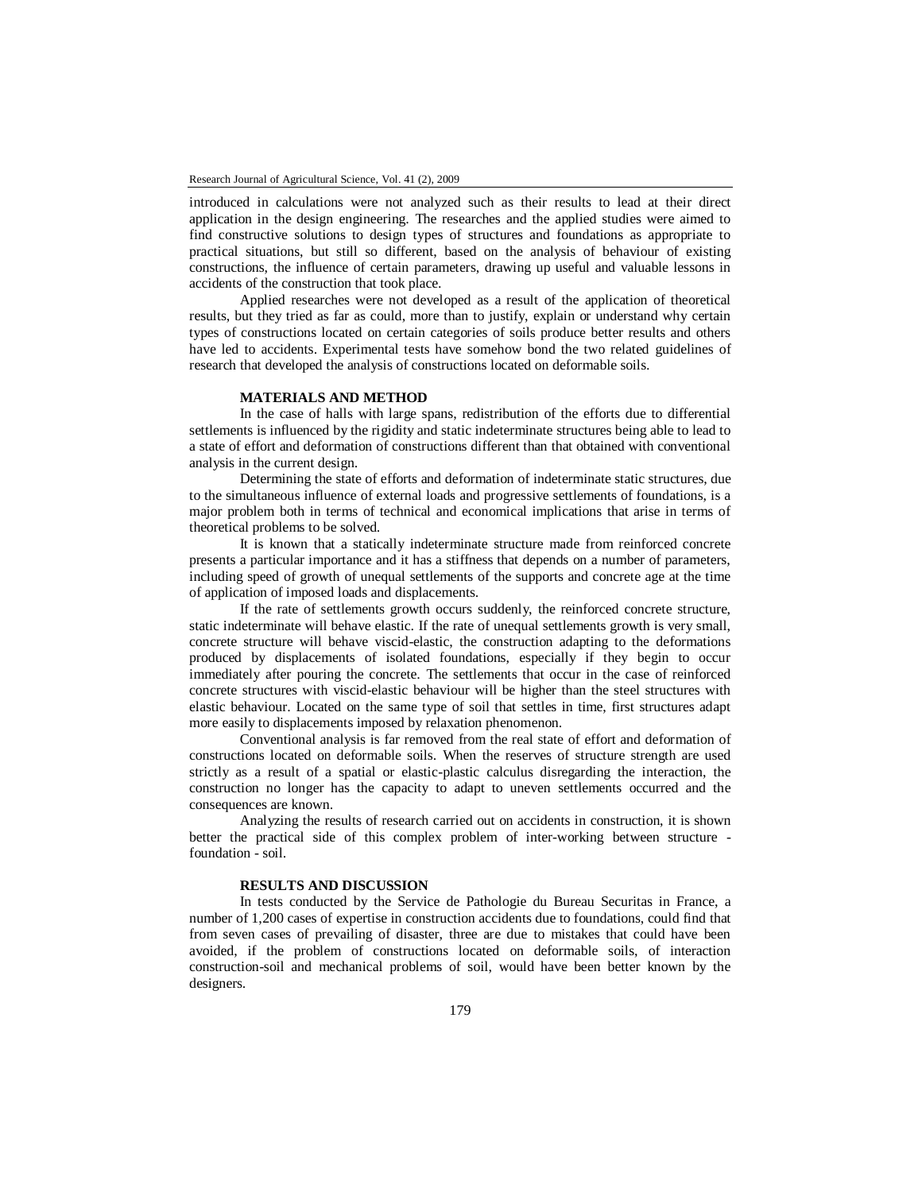introduced in calculations were not analyzed such as their results to lead at their direct application in the design engineering. The researches and the applied studies were aimed to find constructive solutions to design types of structures and foundations as appropriate to practical situations, but still so different, based on the analysis of behaviour of existing constructions, the influence of certain parameters, drawing up useful and valuable lessons in accidents of the construction that took place.

Applied researches were not developed as a result of the application of theoretical results, but they tried as far as could, more than to justify, explain or understand why certain types of constructions located on certain categories of soils produce better results and others have led to accidents. Experimental tests have somehow bond the two related guidelines of research that developed the analysis of constructions located on deformable soils.

## MATERIALS AND METHOD

In the case of halls with large spans, redistribution of the efforts due to differential settlements is influenced by the rigidity and static indeterminate structures being able to lead to a state of effort and deformation of constructions different than that obtained with conventional analysis in the current design.

Determining the state of efforts and deformation of indeterminate static structures, due to the simultaneous influence of external loads and progressive settlements of foundations, is a major problem both in terms of technical and economical implications that arise in terms of theoretical problems to be solved.

It is known that a statically indeterminate structure made from reinforced concrete presents a particular importance and it has a stiffness that depends on a number of parameters, including speed of growth of unequal settlements of the supports and concrete age at the time of application of imposed loads and displacements.

If the rate of settlements growth occurs suddenly, the reinforced concrete structure, static indeterminate will behave elastic. If the rate of unequal settlements growth is very small, concrete structure will behave viscid-elastic, the construction adapting to the deformations produced by displacements of isolated foundations, especially if they begin to occur immediately after pouring the concrete. The settlements that occur in the case of reinforced concrete structures with viscid-elastic behaviour will be higher than the steel structures with elastic behaviour. Located on the same type of soil that settles in time, first structures adapt more easily to displacements imposed by relaxation phenomenon.

Conventional analysis is far removed from the real state of effort and deformation of constructions located on deformable soils. When the reserves of structure strength are used strictly as a result of a spatial or elastic-plastic calculus disregarding the interaction, the construction no longer has the capacity to adapt to uneven settlements occurred and the consequences are known.

Analyzing the results of research carried out on accidents in construction, it is shown better the practical side of this complex problem of inter-working between structure - foundation - soil.

## RESULTS AND DISCUSSION

In tests conducted by the Service de Pathologie du Bureau Securitas in France, a number of 1,200 cases of expertise in construction accidents due to foundations, could find that from seven cases of prevailing of disaster, three are due to mistakes that could have been avoided, if the problem of constructions located on deformable soils, of interaction construction-soil and mechanical problems of soil, would have been better known by the designers.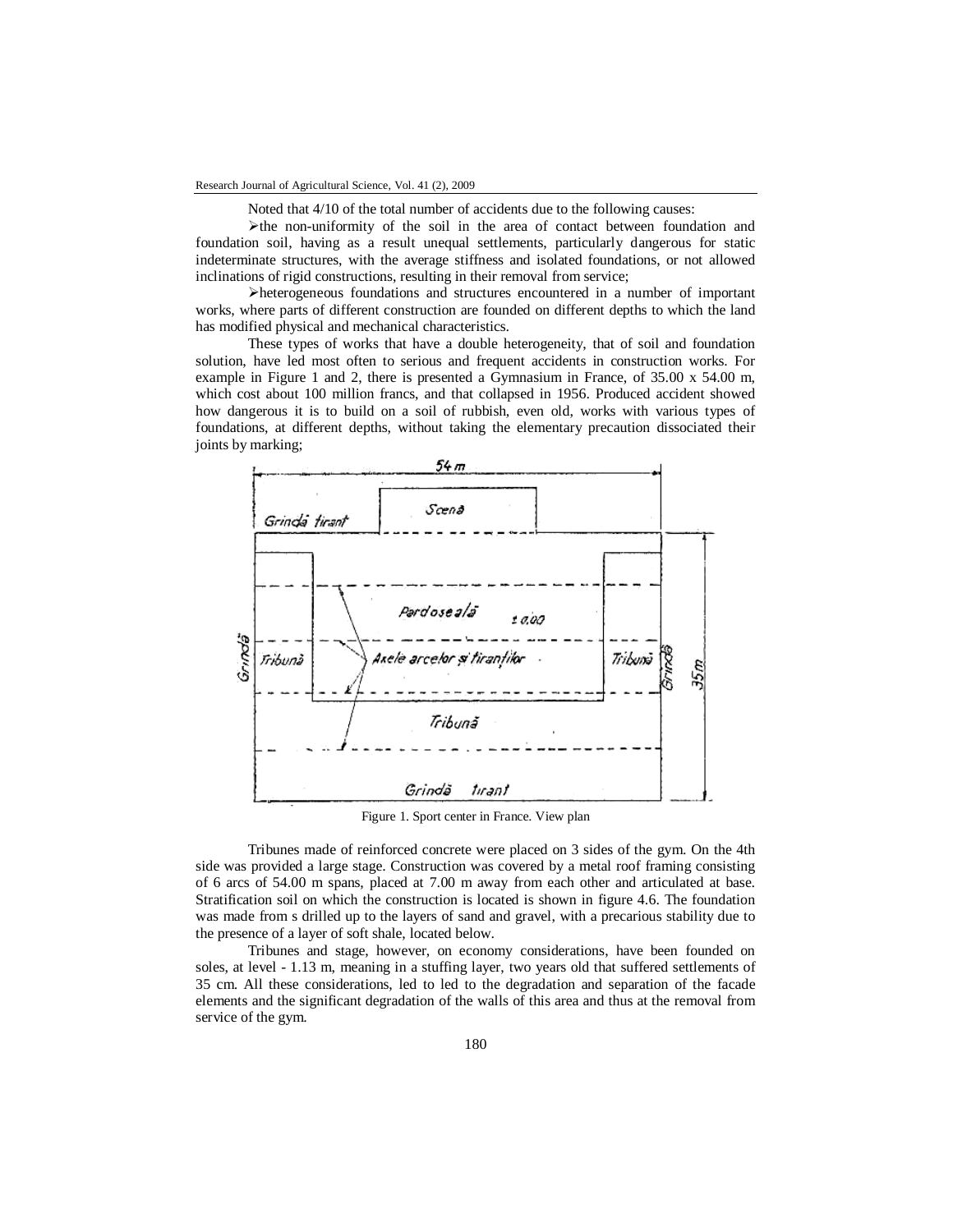Noted that 4/10 of the total number of accidents due to the following causes:

- the non-uniformity of the soil in the area of contact between foundation and foundation soil, having as a result unequal settlements, particularly dangerous for static indeterminate structures, with the average stiffness and isolated foundations, or not allowed inclinations of rigid constructions, resulting in their removal from service;
- heterogeneous foundations and structures encountered in a number of important works, where parts of different construction are founded on different depths to which the land has modified physical and mechanical characteristics.

These types of works that have a double heterogeneity, that of soil and foundation solution, have led most often to serious and frequent accidents in construction works. For example in Figure 1 and 2, there is presented a Gymnasium in France, of 35.00 x 54.00 m, which cost about 100 million francs, and that collapsed in 1956. Produced accident showed how dangerous it is to build on a soil of rubbish, even old, works with various types of foundations, at different depths, without taking the elementary precaution dissociated their joints by marking;

Figure 1. Sport center in France. View plan

Tribunes made of reinforced concrete were placed on 3 sides of the gym. On the 4th side was provided a large stage. Construction was covered by a metal roof framing consisting of 6 arcs of 54.00 m spans, placed at 7.00 m away from each other and articulated at base. Stratification soil on which the construction is located is shown in figure 4.6. The foundation was made from s drilled up to the layers of sand and gravel, with a precarious stability due to the presence of a layer of soft shale, located below.

Tribunes and stage, however, on economy considerations, have been founded on soles, at level - 1.13 m, meaning in a stuffing layer, two years old that suffered settlements of 35 cm. All these considerations, led to led to the degradation and separation of the facade elements and the significant degradation of the walls of this area and thus at the removal from service of the gym.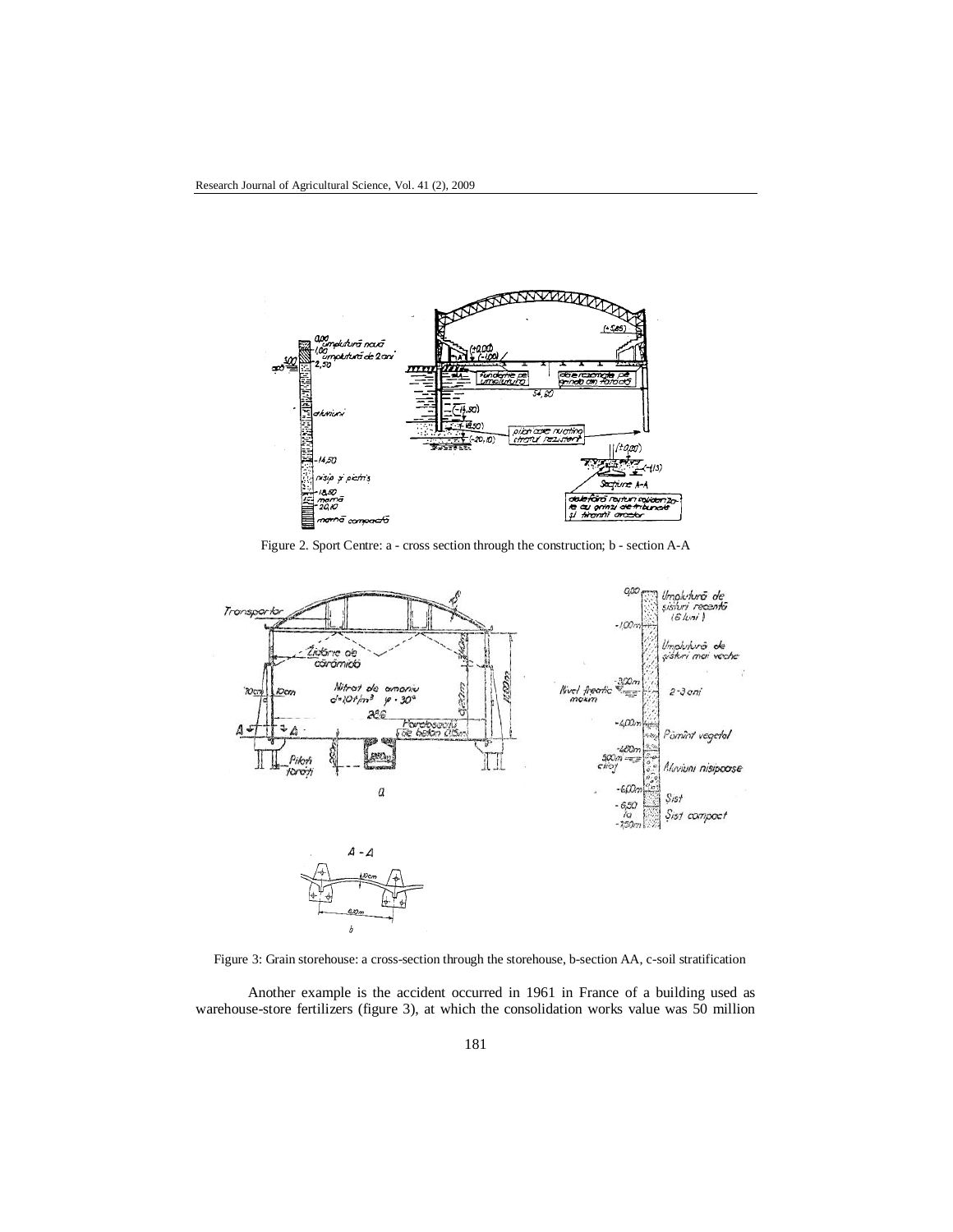Figure 2. Sport Centre: a - cross section through the construction; b - section A-A

Figure 3: Grain storehouse: a cross-section through the storehouse, b-section AA, c-soil stratification

Another example is the accident occurred in 1961 in France of a building used as warehouse-store fertilizers (figure 3), at which the consolidation works value was 50 million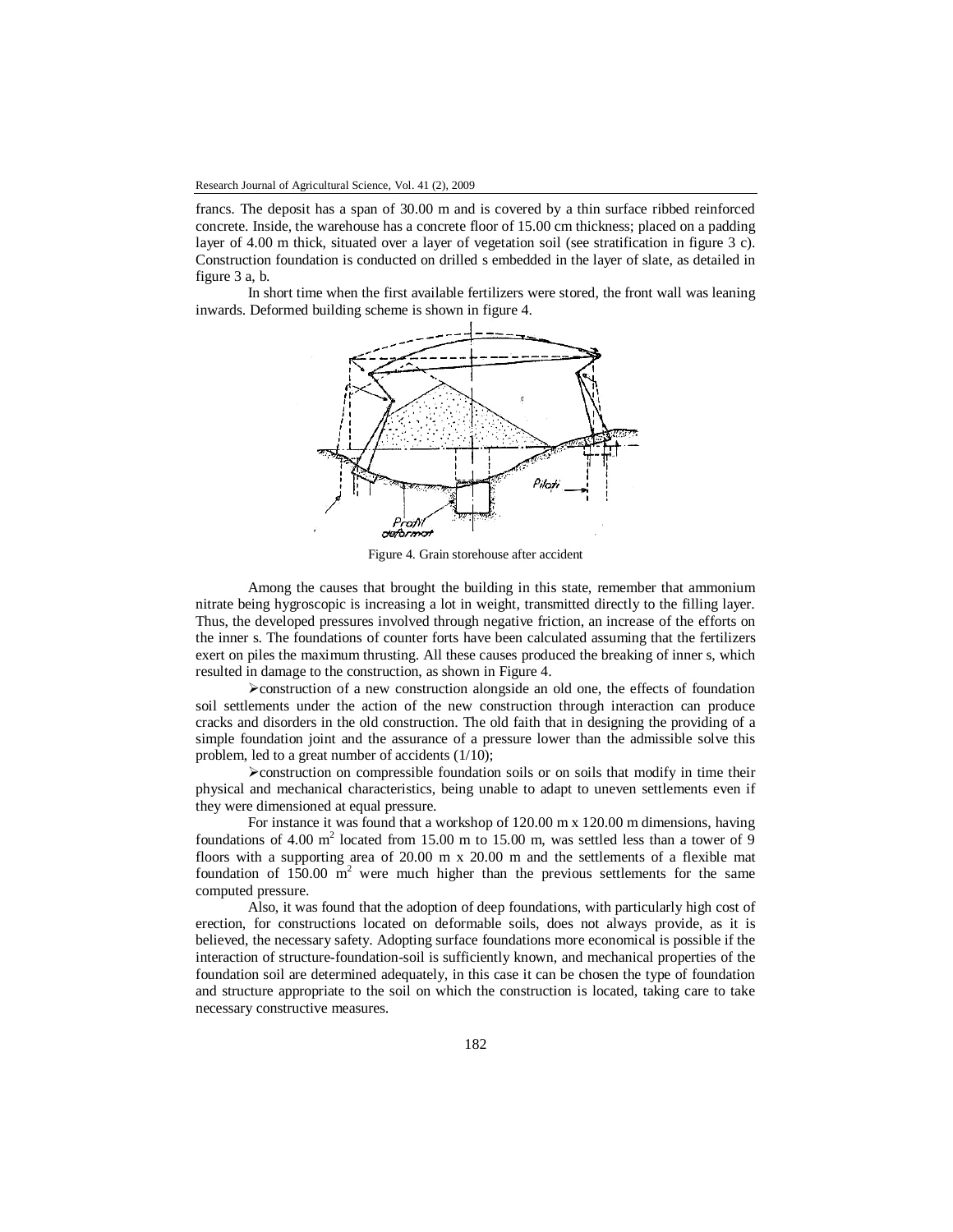francs. The deposit has a span of 30.00 m and is covered by a thin surface ribbed reinforced concrete. Inside, the warehouse has a concrete floor of 15.00 cm thickness; placed on a padding layer of 4.00 m thick, situated over a layer of vegetation soil (see stratification in figure 3 c). Construction foundation is conducted on drilled s embedded in the layer of slate, as detailed in figure 3 a, b.

In short time when the first available fertilizers were stored, the front wall was leaning inwards. Deformed building scheme is shown in figure 4.

Figure 4. Grain storehouse after accident

Among the causes that brought the building in this state, remember that ammonium nitrate being hygroscopic is increasing a lot in weight, transmitted directly to the filling layer. Thus, the developed pressures involved through negative friction, an increase of the efforts on the inner s. The foundations of counter forts have been calculated assuming that the fertilizers exert on piles the maximum thrusting. All these causes produced the breaking of inner s, which resulted in damage to the construction, as shown in Figure 4.

- construction of a new construction alongside an old one, the effects of foundation soil settlements under the action of the new construction through interaction can produce cracks and disorders in the old construction. The old faith that in designing the providing of a simple foundation joint and the assurance of a pressure lower than the admissible solve this problem, led to a great number of accidents (1/10);
- construction on compressible foundation soils or on soils that modify in time their physical and mechanical characteristics, being unable to adapt to uneven settlements even if they were dimensioned at equal pressure.

For instance it was found that a workshop of 120.00 m x 120.00 m dimensions, having foundations of 4.00 $m^2$ located from 15.00 m to 15.00 m, was settled less than a tower of 9 floors with a supporting area of 20.00 m x 20.00 m and the settlements of a flexible mat foundation of 150.00 $m^2$ were much higher than the previous settlements for the same computed pressure.

Also, it was found that the adoption of deep foundations, with particularly high cost of erection, for constructions located on deformable soils, does not always provide, as it is believed, the necessary safety. Adopting surface foundations more economical is possible if the interaction of structure-foundation-soil is sufficiently known, and mechanical properties of the foundation soil are determined adequately, in this case it can be chosen the type of foundation and structure appropriate to the soil on which the construction is located, taking care to take necessary constructive measures.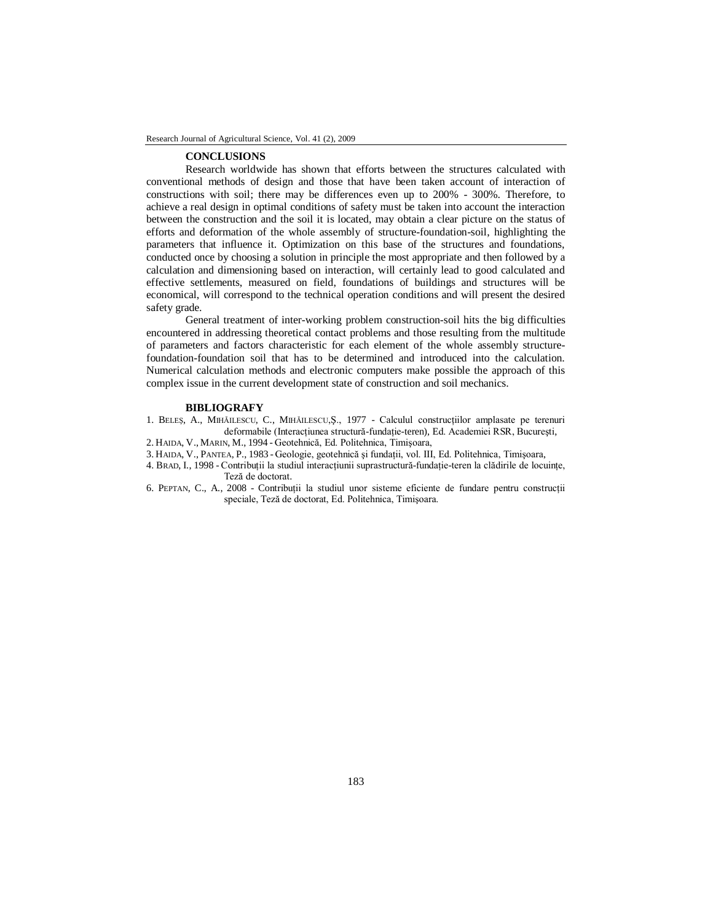## CONCLUSIONS

Research worldwide has shown that efforts between the structures calculated with conventional methods of design and those that have been taken account of interaction of constructions with soil; there may be differences even up to 200% - 300%. Therefore, to achieve a real design in optimal conditions of safety must be taken into account the interaction between the construction and the soil it is located, may obtain a clear picture on the status of efforts and deformation of the whole assembly of structure-foundation-soil, highlighting the parameters that influence it. Optimization on this base of the structures and foundations, conducted once by choosing a solution in principle the most appropriate and then followed by a calculation and dimensioning based on interaction, will certainly lead to good calculated and effective settlements, measured on field, foundations of buildings and structures will be economical, will correspond to the technical operation conditions and will present the desired safety grade.

General treatment of inter-working problem construction-soil hits the big difficulties encountered in addressing theoretical contact problems and those resulting from the multitude of parameters and factors characteristic for each element of the whole assembly structure-foundation-foundation soil that has to be determined and introduced into the calculation. Numerical calculation methods and electronic computers make possible the approach of this complex issue in the current development state of construction and soil mechanics.

## BIBLIOGRAFY

1. BELEȘ, A., MIHĂILESCU, C., MIHĂILESCU,Ș., 1977 - Calculul construcțiilor amplasate pe terenuri deformabile (Interacțiunea structură-fundație-teren), Ed. Academiei RSR, București,
2. HAIDA, V., MARIN, M., 1994 - Geotehnică, Ed. Politehnica, Timişoara,
3. HAIDA, V., PANTEA, P., 1983 - Geologie, geotehnică şi fundații, vol. III, Ed. Politehnica, Timişoara,
4. BRAD, I., 1998 - Contribuții la studiul interacțiunii suprastructură-fundație-teren la clădirile de locuințe, Teză de doctorat.
6. PEPTAN, C., A., 2008 - Contribuții la studiul unor sisteme eficiente de fundare pentru construcții speciale, Teză de doctorat, Ed. Politehnica, Timişoara.